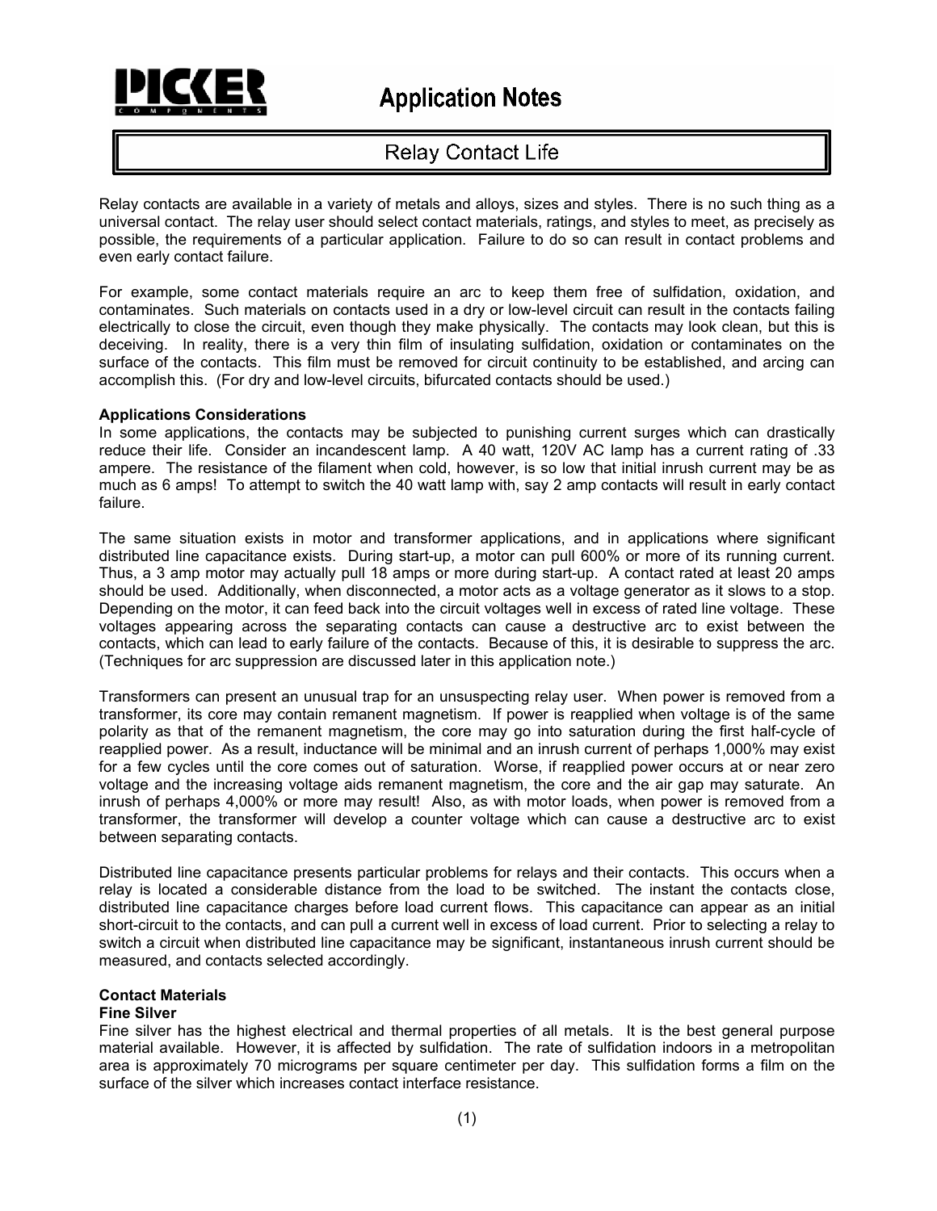# Application Notes

## Relay Contact Life

Relay contacts are available in a variety of metals and alloys, sizes and styles. There is no such thing as a universal contact. The relay user should select contact materials, ratings, and styles to meet, as precisely as possible, the requirements of a particular application. Failure to do so can result in contact problems and even early contact failure.

For example, some contact materials require an arc to keep them free of sulfidation, oxidation, and contaminates. Such materials on contacts used in a dry or low-level circuit can result in the contacts failing electrically to close the circuit, even though they make physically. The contacts may look clean, but this is deceiving. In reality, there is a very thin film of insulating sulfidation, oxidation or contaminates on the surface of the contacts. This film must be removed for circuit continuity to be established, and arcing can accomplish this. (For dry and low-level circuits, bifurcated contacts should be used.)

**Applications Considerations**

In some applications, the contacts may be subjected to punishing current surges which can drastically reduce their life. Consider an incandescent lamp. A 40 watt, 120V AC lamp has a current rating of .33 ampere. The resistance of the filament when cold, however, is so low that initial inrush current may be as much as 6 amps! To attempt to switch the 40 watt lamp with, say 2 amp contacts will result in early contact failure.

The same situation exists in motor and transformer applications, and in applications where significant distributed line capacitance exists. During start-up, a motor can pull 600% or more of its running current. Thus, a 3 amp motor may actually pull 18 amps or more during start-up. A contact rated at least 20 amps should be used. Additionally, when disconnected, a motor acts as a voltage generator as it slows to a stop. Depending on the motor, it can feed back into the circuit voltages well in excess of rated line voltage. These voltages appearing across the separating contacts can cause a destructive arc to exist between the contacts, which can lead to early failure of the contacts. Because of this, it is desirable to suppress the arc. (Techniques for arc suppression are discussed later in this application note.)

Transformers can present an unusual trap for an unsuspecting relay user. When power is removed from a transformer, its core may contain remanent magnetism. If power is reapplied when voltage is of the same polarity as that of the remanent magnetism, the core may go into saturation during the first half-cycle of reapplied power. As a result, inductance will be minimal and an inrush current of perhaps 1,000% may exist for a few cycles until the core comes out of saturation. Worse, if reapplied power occurs at or near zero voltage and the increasing voltage aids remanent magnetism, the core and the air gap may saturate. An inrush of perhaps 4,000% or more may result! Also, as with motor loads, when power is removed from a transformer, the transformer will develop a counter voltage which can cause a destructive arc to exist between separating contacts.

Distributed line capacitance presents particular problems for relays and their contacts. This occurs when a relay is located a considerable distance from the load to be switched. The instant the contacts close, distributed line capacitance charges before load current flows. This capacitance can appear as an initial short-circuit to the contacts, and can pull a current well in excess of load current. Prior to selecting a relay to switch a circuit when distributed line capacitance may be significant, instantaneous inrush current should be measured, and contacts selected accordingly.

**Contact Materials**

**Fine Silver**

Fine silver has the highest electrical and thermal properties of all metals. It is the best general purpose material available. However, it is affected by sulfidation. The rate of sulfidation indoors in a metropolitan area is approximately 70 micrograms per square centimeter per day. This sulfidation forms a film on the surface of the silver which increases contact interface resistance.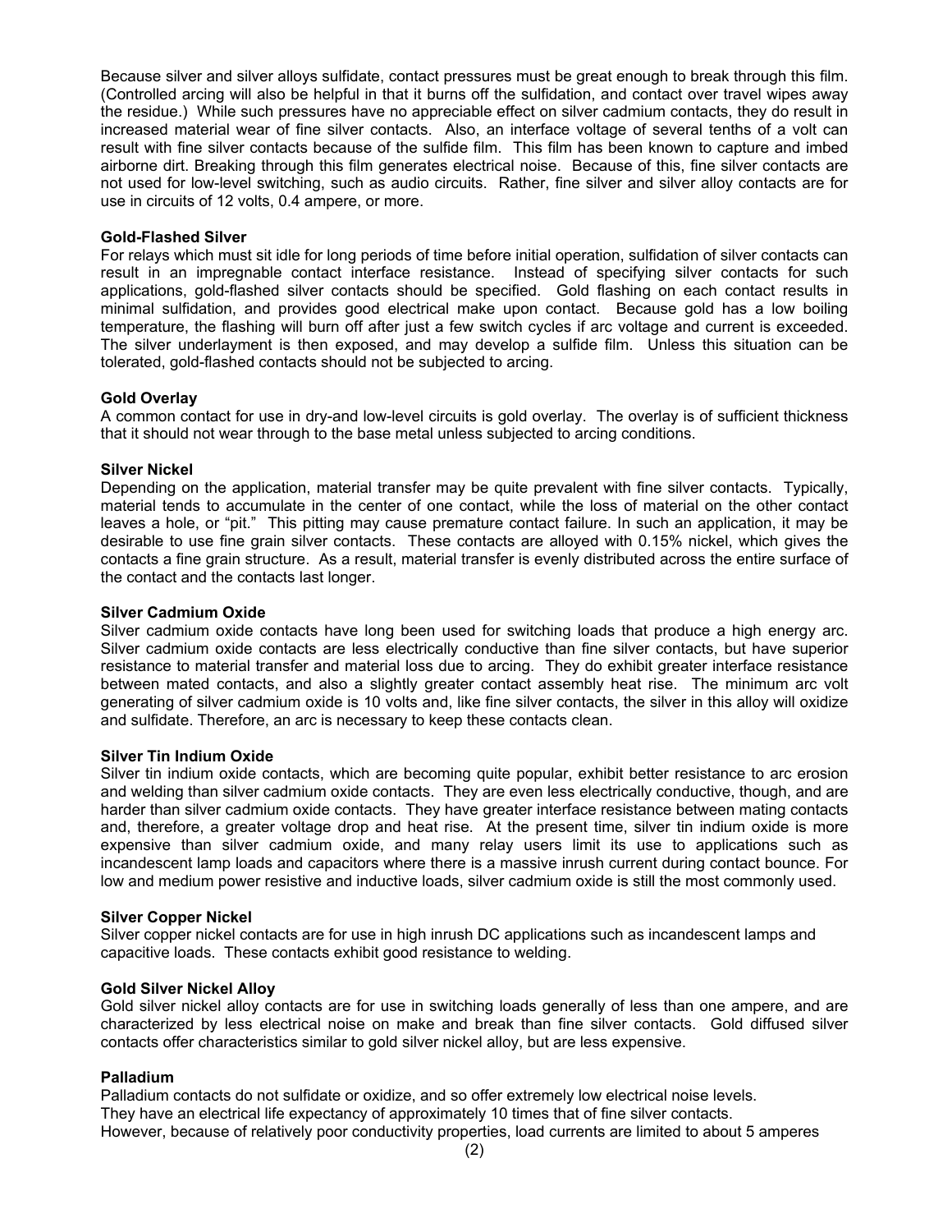Because silver and silver alloys sulfidate, contact pressures must be great enough to break through this film. (Controlled arcing will also be helpful in that it burns off the sulfidation, and contact over travel wipes away the residue.) While such pressures have no appreciable effect on silver cadmium contacts, they do result in increased material wear of fine silver contacts. Also, an interface voltage of several tenths of a volt can result with fine silver contacts because of the sulfide film. This film has been known to capture and imbed airborne dirt. Breaking through this film generates electrical noise. Because of this, fine silver contacts are not used for low-level switching, such as audio circuits. Rather, fine silver and silver alloy contacts are for use in circuits of 12 volts, 0.4 ampere, or more.

**Gold-Flashed Silver**

For relays which must sit idle for long periods of time before initial operation, sulfidation of silver contacts can result in an impregnable contact interface resistance. Instead of specifying silver contacts for such applications, gold-flashed silver contacts should be specified. Gold flashing on each contact results in minimal sulfidation, and provides good electrical make upon contact. Because gold has a low boiling temperature, the flashing will burn off after just a few switch cycles if arc voltage and current is exceeded. The silver underlayment is then exposed, and may develop a sulfide film. Unless this situation can be tolerated, gold-flashed contacts should not be subjected to arcing.

**Gold Overlay**

A common contact for use in dry-and low-level circuits is gold overlay. The overlay is of sufficient thickness that it should not wear through to the base metal unless subjected to arcing conditions.

**Silver Nickel**

Depending on the application, material transfer may be quite prevalent with fine silver contacts. Typically, material tends to accumulate in the center of one contact, while the loss of material on the other contact leaves a hole, or "pit." This pitting may cause premature contact failure. In such an application, it may be desirable to use fine grain silver contacts. These contacts are alloyed with 0.15% nickel, which gives the contacts a fine grain structure. As a result, material transfer is evenly distributed across the entire surface of the contact and the contacts last longer.

**Silver Cadmium Oxide**

Silver cadmium oxide contacts have long been used for switching loads that produce a high energy arc. Silver cadmium oxide contacts are less electrically conductive than fine silver contacts, but have superior resistance to material transfer and material loss due to arcing. They do exhibit greater interface resistance between mated contacts, and also a slightly greater contact assembly heat rise. The minimum arc volt generating of silver cadmium oxide is 10 volts and, like fine silver contacts, the silver in this alloy will oxidize and sulfidate. Therefore, an arc is necessary to keep these contacts clean.

**Silver Tin Indium Oxide**

Silver tin indium oxide contacts, which are becoming quite popular, exhibit better resistance to arc erosion and welding than silver cadmium oxide contacts. They are even less electrically conductive, though, and are harder than silver cadmium oxide contacts. They have greater interface resistance between mating contacts and, therefore, a greater voltage drop and heat rise. At the present time, silver tin indium oxide is more expensive than silver cadmium oxide, and many relay users limit its use to applications such as incandescent lamp loads and capacitors where there is a massive inrush current during contact bounce. For low and medium power resistive and inductive loads, silver cadmium oxide is still the most commonly used.

**Silver Copper Nickel**

Silver copper nickel contacts are for use in high inrush DC applications such as incandescent lamps and capacitive loads. These contacts exhibit good resistance to welding.

**Gold Silver Nickel Alloy**

Gold silver nickel alloy contacts are for use in switching loads generally of less than one ampere, and are characterized by less electrical noise on make and break than fine silver contacts. Gold diffused silver contacts offer characteristics similar to gold silver nickel alloy, but are less expensive.

**Palladium**

Palladium contacts do not sulfidate or oxidize, and so offer extremely low electrical noise levels.
They have an electrical life expectancy of approximately 10 times that of fine silver contacts.
However, because of relatively poor conductivity properties, load currents are limited to about 5 amperes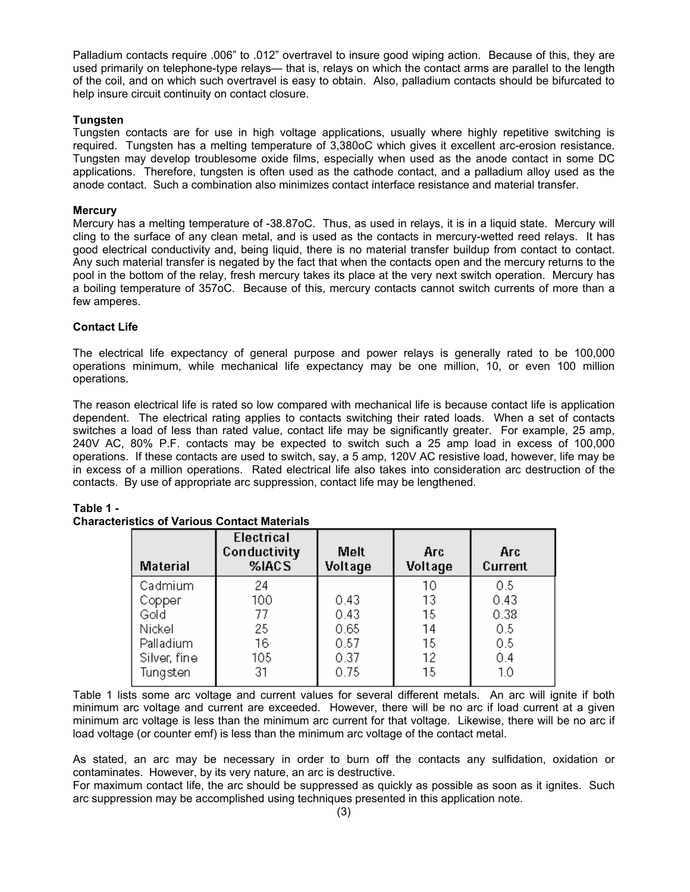Palladium contacts require .006” to .012” overtravel to insure good wiping action. Because of this, they are used primarily on telephone-type relays— that is, relays on which the contact arms are parallel to the length of the coil, and on which such overtravel is easy to obtain. Also, palladium contacts should be bifurcated to help insure circuit continuity on contact closure.

**Tungsten**

Tungsten contacts are for use in high voltage applications, usually where highly repetitive switching is required. Tungsten has a melting temperature of 3,380oC which gives it excellent arc-erosion resistance. Tungsten may develop troublesome oxide films, especially when used as the anode contact in some DC applications. Therefore, tungsten is often used as the cathode contact, and a palladium alloy used as the anode contact. Such a combination also minimizes contact interface resistance and material transfer.

**Mercury**

Mercury has a melting temperature of -38.87oC. Thus, as used in relays, it is in a liquid state. Mercury will cling to the surface of any clean metal, and is used as the contacts in mercury-wetted reed relays. It has good electrical conductivity and, being liquid, there is no material transfer buildup from contact to contact. Any such material transfer is negated by the fact that when the contacts open and the mercury returns to the pool in the bottom of the relay, fresh mercury takes its place at the very next switch operation. Mercury has a boiling temperature of 357oC. Because of this, mercury contacts cannot switch currents of more than a few amperes.

**Contact Life**

The electrical life expectancy of general purpose and power relays is generally rated to be 100,000 operations minimum, while mechanical life expectancy may be one million, 10, or even 100 million operations.

The reason electrical life is rated so low compared with mechanical life is because contact life is application dependent. The electrical rating applies to contacts switching their rated loads. When a set of contacts switches a load of less than rated value, contact life may be significantly greater. For example, 25 amp, 240V AC, 80% P.F. contacts may be expected to switch such a 25 amp load in excess of 100,000 operations. If these contacts are used to switch, say, a 5 amp, 120V AC resistive load, however, life may be in excess of a million operations. Rated electrical life also takes into consideration arc destruction of the contacts. By use of appropriate arc suppression, contact life may be lengthened.

**Table 1 - Characteristics of Various Contact Materials**

| Material | Electrical Conductivity %IACS | Melt Voltage | Arc Voltage | Arc Current |
|---|---|---|---|---|
| Cadmium | 24 | | 10 | 0.5 |
| Copper | 100 | 0.43 | 13 | 0.43 |
| Gold | 77 | 0.43 | 15 | 0.38 |
| Nickel | 25 | 0.65 | 14 | 0.5 |
| Palladium | 16 | 0.57 | 15 | 0.5 |
| Silver, fine | 105 | 0.37 | 12 | 0.4 |
| Tungsten | 31 | 0.75 | 15 | 1.0 |

Table 1 lists some arc voltage and current values for several different metals. An arc will ignite if both minimum arc voltage and current are exceeded. However, there will be no arc if load current at a given minimum arc voltage is less than the minimum arc current for that voltage. Likewise, there will be no arc if load voltage (or counter emf) is less than the minimum arc voltage of the contact metal.

As stated, an arc may be necessary in order to burn off the contacts any sulfidation, oxidation or contaminates. However, by its very nature, an arc is destructive.

For maximum contact life, the arc should be suppressed as quickly as possible as soon as it ignites. Such arc suppression may be accomplished using techniques presented in this application note.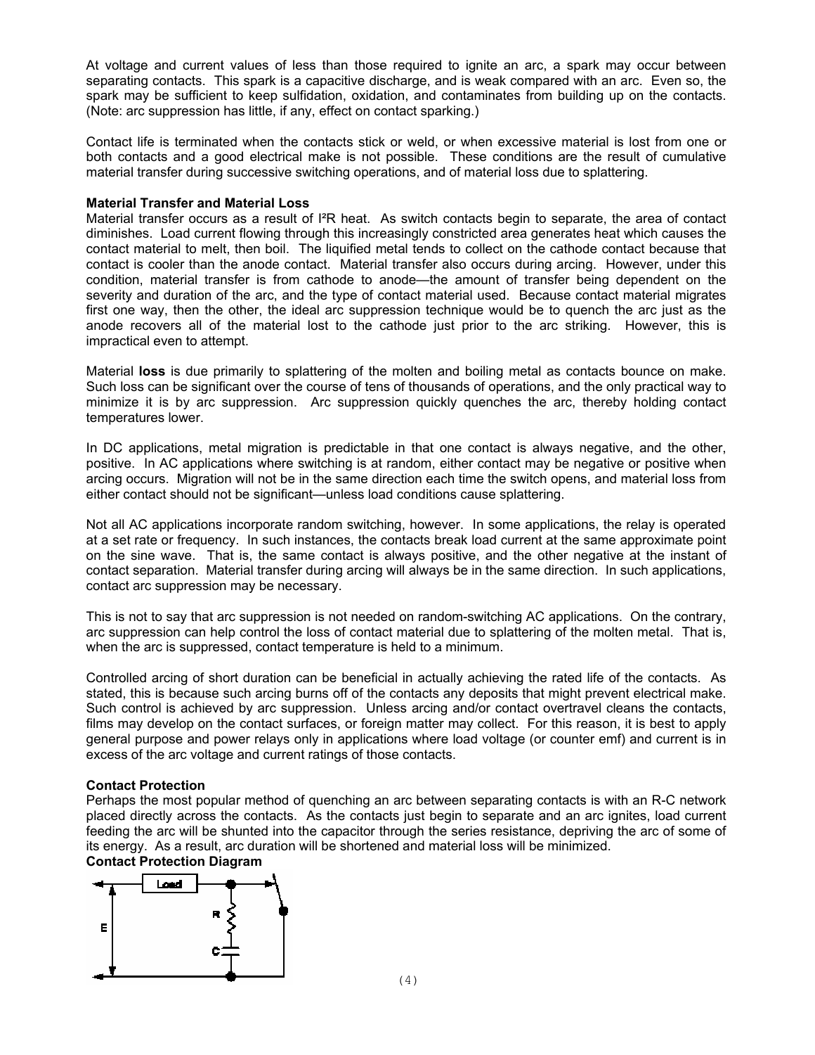At voltage and current values of less than those required to ignite an arc, a spark may occur between separating contacts. This spark is a capacitive discharge, and is weak compared with an arc. Even so, the spark may be sufficient to keep sulfidation, oxidation, and contaminates from building up on the contacts. (Note: arc suppression has little, if any, effect on contact sparking.)

Contact life is terminated when the contacts stick or weld, or when excessive material is lost from one or both contacts and a good electrical make is not possible. These conditions are the result of cumulative material transfer during successive switching operations, and of material loss due to splattering.

**Material Transfer and Material Loss**

Material transfer occurs as a result of $I^2R$ heat. As switch contacts begin to separate, the area of contact diminishes. Load current flowing through this increasingly constricted area generates heat which causes the contact material to melt, then boil. The liquified metal tends to collect on the cathode contact because that contact is cooler than the anode contact. Material transfer also occurs during arcing. However, under this condition, material transfer is from cathode to anode—the amount of transfer being dependent on the severity and duration of the arc, and the type of contact material used. Because contact material migrates first one way, then the other, the ideal arc suppression technique would be to quench the arc just as the anode recovers all of the material lost to the cathode just prior to the arc striking. However, this is impractical even to attempt.

Material **loss** is due primarily to splattering of the molten and boiling metal as contacts bounce on make. Such loss can be significant over the course of tens of thousands of operations, and the only practical way to minimize it is by arc suppression. Arc suppression quickly quenches the arc, thereby holding contact temperatures lower.

In DC applications, metal migration is predictable in that one contact is always negative, and the other, positive. In AC applications where switching is at random, either contact may be negative or positive when arcing occurs. Migration will not be in the same direction each time the switch opens, and material loss from either contact should not be significant—unless load conditions cause splattering.

Not all AC applications incorporate random switching, however. In some applications, the relay is operated at a set rate or frequency. In such instances, the contacts break load current at the same approximate point on the sine wave. That is, the same contact is always positive, and the other negative at the instant of contact separation. Material transfer during arcing will always be in the same direction. In such applications, contact arc suppression may be necessary.

This is not to say that arc suppression is not needed on random-switching AC applications. On the contrary, arc suppression can help control the loss of contact material due to splattering of the molten metal. That is, when the arc is suppressed, contact temperature is held to a minimum.

Controlled arcing of short duration can be beneficial in actually achieving the rated life of the contacts. As stated, this is because such arcing burns off of the contacts any deposits that might prevent electrical make. Such control is achieved by arc suppression. Unless arcing and/or contact overtravel cleans the contacts, films may develop on the contact surfaces, or foreign matter may collect. For this reason, it is best to apply general purpose and power relays only in applications where load voltage (or counter emf) and current is in excess of the arc voltage and current ratings of those contacts.

**Contact Protection**

Perhaps the most popular method of quenching an arc between separating contacts is with an R-C network placed directly across the contacts. As the contacts just begin to separate and an arc ignites, load current feeding the arc will be shunted into the capacitor through the series resistance, depriving the arc of some of its energy. As a result, arc duration will be shortened and material loss will be minimized.

**Contact Protection Diagram**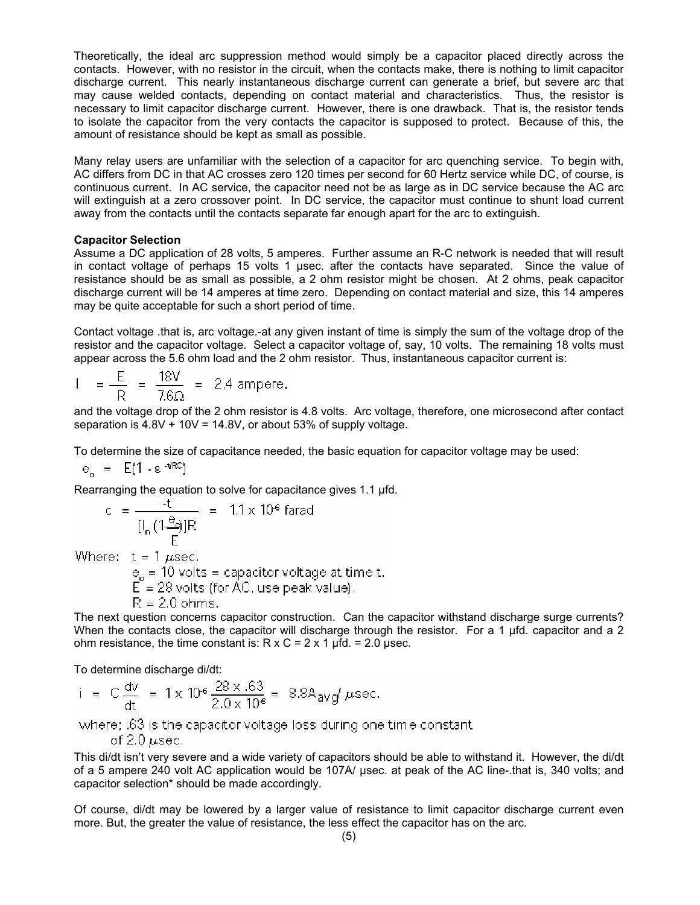Theoretically, the ideal arc suppression method would simply be a capacitor placed directly across the contacts. However, with no resistor in the circuit, when the contacts make, there is nothing to limit capacitor discharge current. This nearly instantaneous discharge current can generate a brief, but severe arc that may cause welded contacts, depending on contact material and characteristics. Thus, the resistor is necessary to limit capacitor discharge current. However, there is one drawback. That is, the resistor tends to isolate the capacitor from the very contacts the capacitor is supposed to protect. Because of this, the amount of resistance should be kept as small as possible.

Many relay users are unfamiliar with the selection of a capacitor for arc quenching service. To begin with, AC differs from DC in that AC crosses zero 120 times per second for 60 Hertz service while DC, of course, is continuous current. In AC service, the capacitor need not be as large as in DC service because the AC arc will extinguish at a zero crossover point. In DC service, the capacitor must continue to shunt load current away from the contacts until the contacts separate far enough apart for the arc to extinguish.

**Capacitor Selection**

Assume a DC application of 28 volts, 5 amperes. Further assume an R-C network is needed that will result in contact voltage of perhaps 15 volts 1 µsec. after the contacts have separated. Since the value of resistance should be as small as possible, a 2 ohm resistor might be chosen. At 2 ohms, peak capacitor discharge current will be 14 amperes at time zero. Depending on contact material and size, this 14 amperes may be quite acceptable for such a short period of time.

Contact voltage .that is, arc voltage.-at any given instant of time is simply the sum of the voltage drop of the resistor and the capacitor voltage. Select a capacitor voltage of, say, 10 volts. The remaining 18 volts must appear across the 5.6 ohm load and the 2 ohm resistor. Thus, instantaneous capacitor current is:

$$I = \frac{E}{R} = \frac{18V}{7.6\Omega} = 2.4 \text{ ampere.}$$

and the voltage drop of the 2 ohm resistor is 4.8 volts. Arc voltage, therefore, one microsecond after contact separation is 4.8V + 10V = 14.8V, or about 53% of supply voltage.

To determine the size of capacitance needed, the basic equation for capacitor voltage may be used:

$$e_c = E(1 - \varepsilon^{-t/RC})$$

Rearranging the equation to solve for capacitance gives 1.1 µfd.

$$C = \frac{-t}{[l_n(1 - \frac{e_c}{E})]R} = 1.1 \times 10^{-6} \text{ farad}$$

Where: $t = 1\ \mu\text{sec.}$
$e_c = 10$ volts = capacitor voltage at time t.
$E = 28$ volts (for AC, use peak value).
$R = 2.0$ ohms.

The next question concerns capacitor construction. Can the capacitor withstand discharge surge currents? When the contacts close, the capacitor will discharge through the resistor. For a 1 µfd. capacitor and a 2 ohm resistance, the time constant is: R x C = 2 x 1 µfd. = 2.0 µsec.

To determine discharge di/dt:

$$i = C\frac{dv}{dt} = 1 \times 10^{-6}\frac{28 \times .63}{2.0 \times 10^{-6}} = 8.8 A_{avg}/\mu\text{sec.}$$

where; .63 is the capacitor voltage loss during one time constant of 2.0 $\mu$sec.

This di/dt isn't very severe and a wide variety of capacitors should be able to withstand it. However, the di/dt of a 5 ampere 240 volt AC application would be 107A/ µsec. at peak of the AC line-.that is, 340 volts; and capacitor selection* should be made accordingly.

Of course, di/dt may be lowered by a larger value of resistance to limit capacitor discharge current even more. But, the greater the value of resistance, the less effect the capacitor has on the arc.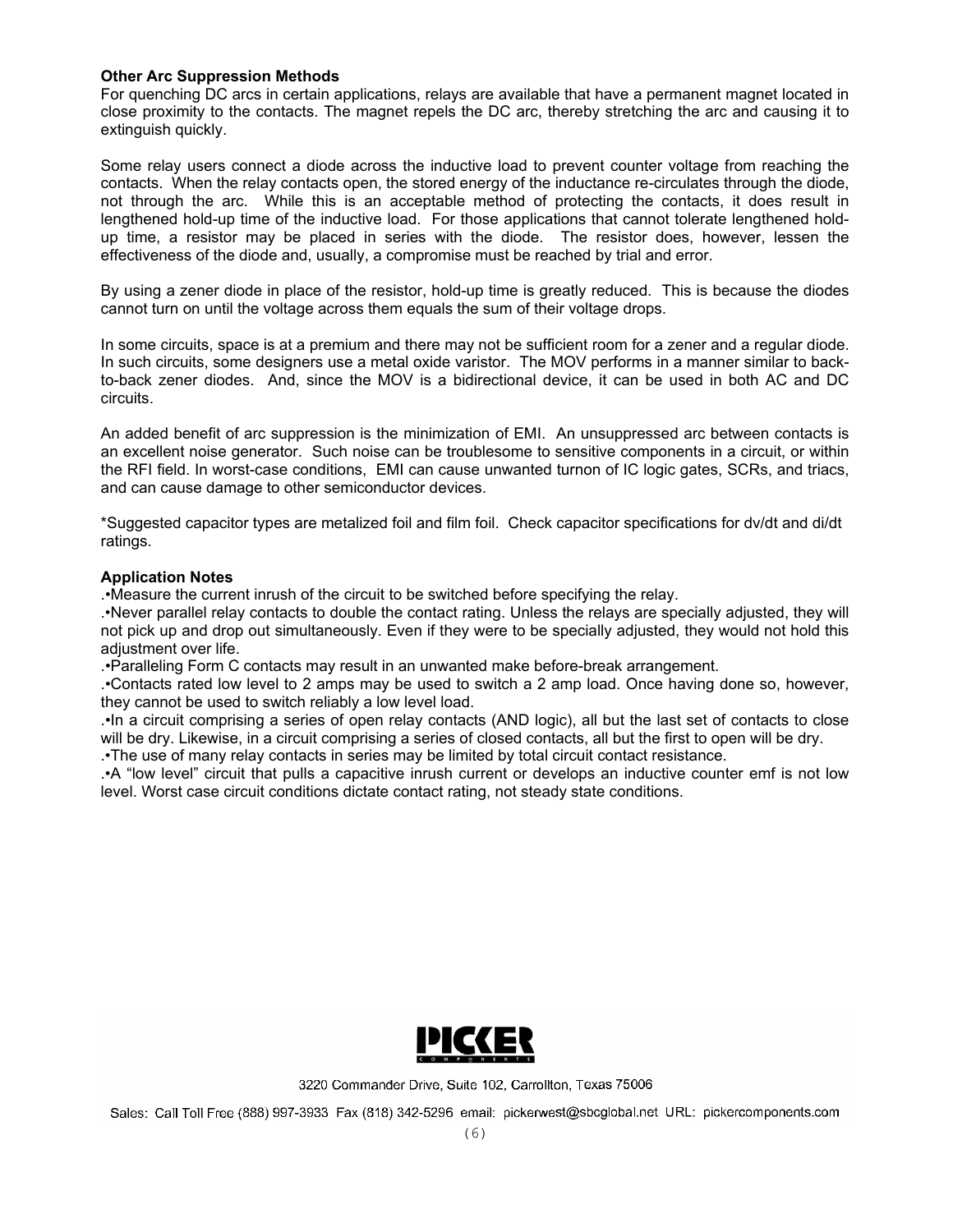**Other Arc Suppression Methods**

For quenching DC arcs in certain applications, relays are available that have a permanent magnet located in close proximity to the contacts. The magnet repels the DC arc, thereby stretching the arc and causing it to extinguish quickly.

Some relay users connect a diode across the inductive load to prevent counter voltage from reaching the contacts. When the relay contacts open, the stored energy of the inductance re-circulates through the diode, not through the arc. While this is an acceptable method of protecting the contacts, it does result in lengthened hold-up time of the inductive load. For those applications that cannot tolerate lengthened hold-up time, a resistor may be placed in series with the diode. The resistor does, however, lessen the effectiveness of the diode and, usually, a compromise must be reached by trial and error.

By using a zener diode in place of the resistor, hold-up time is greatly reduced. This is because the diodes cannot turn on until the voltage across them equals the sum of their voltage drops.

In some circuits, space is at a premium and there may not be sufficient room for a zener and a regular diode. In such circuits, some designers use a metal oxide varistor. The MOV performs in a manner similar to back-to-back zener diodes. And, since the MOV is a bidirectional device, it can be used in both AC and DC circuits.

An added benefit of arc suppression is the minimization of EMI. An unsuppressed arc between contacts is an excellent noise generator. Such noise can be troublesome to sensitive components in a circuit, or within the RFI field. In worst-case conditions, EMI can cause unwanted turnon of IC logic gates, SCRs, and triacs, and can cause damage to other semiconductor devices.

*Suggested capacitor types are metalized foil and film foil. Check capacitor specifications for dv/dt and di/dt ratings.

**Application Notes**

- Measure the current inrush of the circuit to be switched before specifying the relay.
- Never parallel relay contacts to double the contact rating. Unless the relays are specially adjusted, they will not pick up and drop out simultaneously. Even if they were to be specially adjusted, they would not hold this adjustment over life.
- Paralleling Form C contacts may result in an unwanted make before-break arrangement.
- Contacts rated low level to 2 amps may be used to switch a 2 amp load. Once having done so, however, they cannot be used to switch reliably a low level load.
- In a circuit comprising a series of open relay contacts (AND logic), all but the last set of contacts to close will be dry. Likewise, in a circuit comprising a series of closed contacts, all but the first to open will be dry.
- The use of many relay contacts in series may be limited by total circuit contact resistance.
- A "low level" circuit that pulls a capacitive inrush current or develops an inductive counter emf is not low level. Worst case circuit conditions dictate contact rating, not steady state conditions.

PICKER COMPONENTS

3220 Commander Drive, Suite 102, Carrollton, Texas 75006

Sales: Call Toll Free (888) 997-3933 Fax (818) 342-5296 email: pickerwest@sbcglobal.net URL: pickercomponents.com